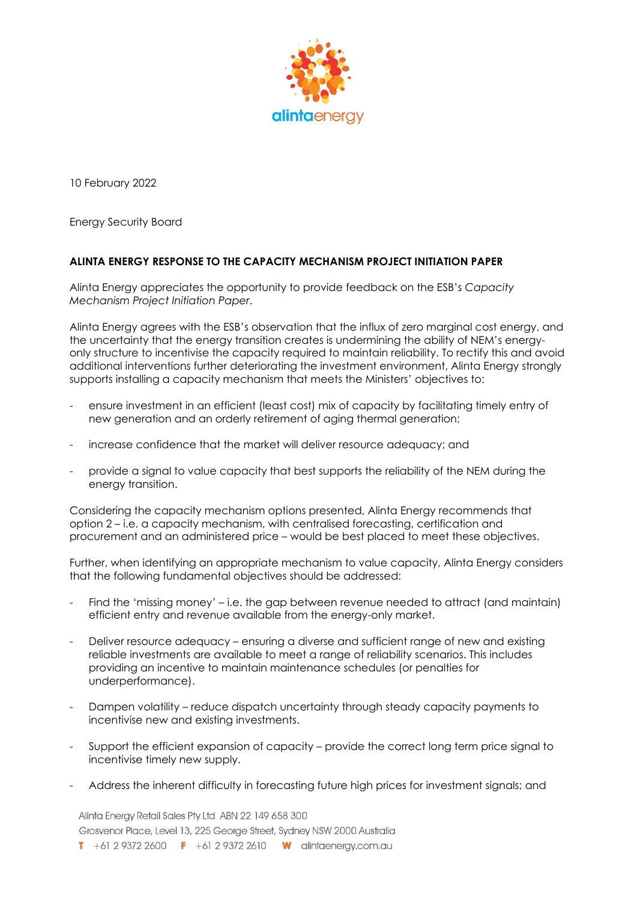10 February 2022

Energy Security Board

**ALINTA ENERGY RESPONSE TO THE CAPACITY MECHANISM PROJECT INITIATION PAPER**

Alinta Energy appreciates the opportunity to provide feedback on the ESB's *Capacity Mechanism Project Initiation Paper*.

Alinta Energy agrees with the ESB's observation that the influx of zero marginal cost energy, and the uncertainty that the energy transition creates is undermining the ability of NEM's energy-only structure to incentivise the capacity required to maintain reliability. To rectify this and avoid additional interventions further deteriorating the investment environment, Alinta Energy strongly supports installing a capacity mechanism that meets the Ministers' objectives to:

- ensure investment in an efficient (least cost) mix of capacity by facilitating timely entry of new generation and an orderly retirement of aging thermal generation;
- increase confidence that the market will deliver resource adequacy; and
- provide a signal to value capacity that best supports the reliability of the NEM during the energy transition.

Considering the capacity mechanism options presented, Alinta Energy recommends that option 2 – i.e. a capacity mechanism, with centralised forecasting, certification and procurement and an administered price – would be best placed to meet these objectives.

Further, when identifying an appropriate mechanism to value capacity, Alinta Energy considers that the following fundamental objectives should be addressed:

- Find the 'missing money' – i.e. the gap between revenue needed to attract (and maintain) efficient entry and revenue available from the energy-only market.
- Deliver resource adequacy – ensuring a diverse and sufficient range of new and existing reliable investments are available to meet a range of reliability scenarios. This includes providing an incentive to maintain maintenance schedules (or penalties for underperformance).
- Dampen volatility – reduce dispatch uncertainty through steady capacity payments to incentivise new and existing investments.
- Support the efficient expansion of capacity – provide the correct long term price signal to incentivise timely new supply.
- Address the inherent difficulty in forecasting future high prices for investment signals; and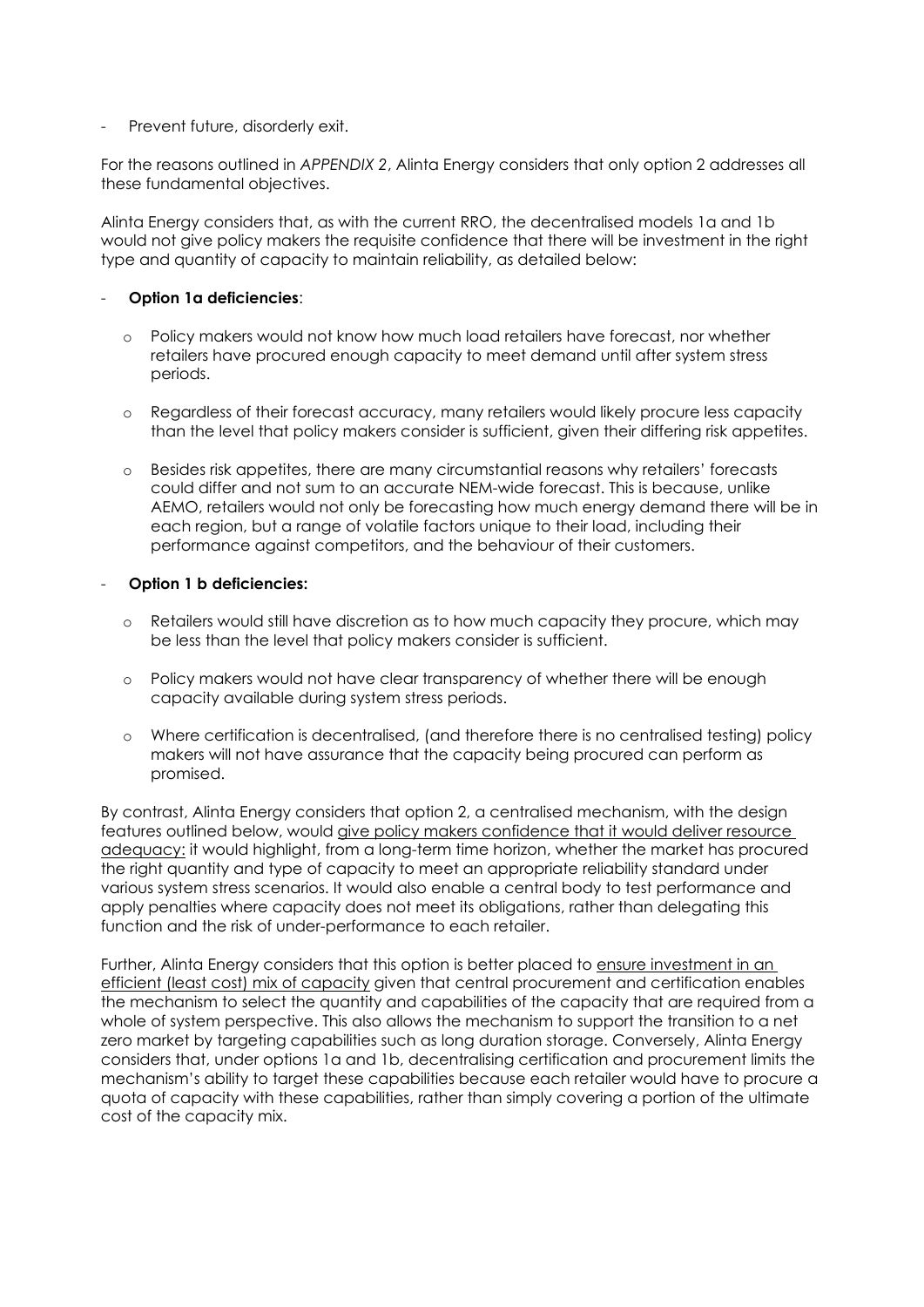- Prevent future, disorderly exit.

For the reasons outlined in *APPENDIX 2*, Alinta Energy considers that only option 2 addresses all these fundamental objectives.

Alinta Energy considers that, as with the current RRO, the decentralised models 1a and 1b would not give policy makers the requisite confidence that there will be investment in the right type and quantity of capacity to maintain reliability, as detailed below:

- **Option 1a deficiencies**:
  - Policy makers would not know how much load retailers have forecast, nor whether retailers have procured enough capacity to meet demand until after system stress periods.
  - Regardless of their forecast accuracy, many retailers would likely procure less capacity than the level that policy makers consider is sufficient, given their differing risk appetites.
  - Besides risk appetites, there are many circumstantial reasons why retailers' forecasts could differ and not sum to an accurate NEM-wide forecast. This is because, unlike AEMO, retailers would not only be forecasting how much energy demand there will be in each region, but a range of volatile factors unique to their load, including their performance against competitors, and the behaviour of their customers.

- **Option 1 b deficiencies:**
  - Retailers would still have discretion as to how much capacity they procure, which may be less than the level that policy makers consider is sufficient.
  - Policy makers would not have clear transparency of whether there will be enough capacity available during system stress periods.
  - Where certification is decentralised, (and therefore there is no centralised testing) policy makers will not have assurance that the capacity being procured can perform as promised.

By contrast, Alinta Energy considers that option 2, a centralised mechanism, with the design features outlined below, would <u>give policy makers confidence that it would deliver resource adequacy:</u> it would highlight, from a long-term time horizon, whether the market has procured the right quantity and type of capacity to meet an appropriate reliability standard under various system stress scenarios. It would also enable a central body to test performance and apply penalties where capacity does not meet its obligations, rather than delegating this function and the risk of under-performance to each retailer.

Further, Alinta Energy considers that this option is better placed to <u>ensure investment in an efficient (least cost) mix of capacity</u> given that central procurement and certification enables the mechanism to select the quantity and capabilities of the capacity that are required from a whole of system perspective. This also allows the mechanism to support the transition to a net zero market by targeting capabilities such as long duration storage. Conversely, Alinta Energy considers that, under options 1a and 1b, decentralising certification and procurement limits the mechanism's ability to target these capabilities because each retailer would have to procure a quota of capacity with these capabilities, rather than simply covering a portion of the ultimate cost of the capacity mix.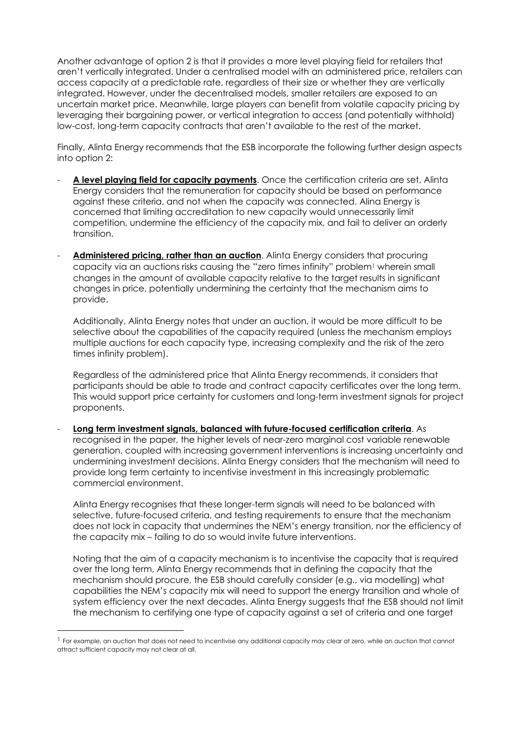Another advantage of option 2 is that it provides a more level playing field for retailers that aren't vertically integrated. Under a centralised model with an administered price, retailers can access capacity at a predictable rate, regardless of their size or whether they are vertically integrated. However, under the decentralised models, smaller retailers are exposed to an uncertain market price. Meanwhile, large players can benefit from volatile capacity pricing by leveraging their bargaining power, or vertical integration to access (and potentially withhold) low-cost, long-term capacity contracts that aren't available to the rest of the market.

Finally, Alinta Energy recommends that the ESB incorporate the following further design aspects into option 2:

- **A level playing field for capacity payments**. Once the certification criteria are set, Alinta Energy considers that the remuneration for capacity should be based on performance against these criteria, and not when the capacity was connected. Alina Energy is concerned that limiting accreditation to new capacity would unnecessarily limit competition, undermine the efficiency of the capacity mix, and fail to deliver an orderly transition.

- **Administered pricing, rather than an auction**. Alinta Energy considers that procuring capacity via an auctions risks causing the "zero times infinity" problem[1] wherein small changes in the amount of available capacity relative to the target results in significant changes in price, potentially undermining the certainty that the mechanism aims to provide.

  Additionally, Alinta Energy notes that under an auction, it would be more difficult to be selective about the capabilities of the capacity required (unless the mechanism employs multiple auctions for each capacity type, increasing complexity and the risk of the zero times infinity problem).

  Regardless of the administered price that Alinta Energy recommends, it considers that participants should be able to trade and contract capacity certificates over the long term. This would support price certainty for customers and long-term investment signals for project proponents.

- **Long term investment signals, balanced with future-focused certification criteria**. As recognised in the paper, the higher levels of near-zero marginal cost variable renewable generation, coupled with increasing government interventions is increasing uncertainty and undermining investment decisions. Alinta Energy considers that the mechanism will need to provide long term certainty to incentivise investment in this increasingly problematic commercial environment.

  Alinta Energy recognises that these longer-term signals will need to be balanced with selective, future-focused criteria, and testing requirements to ensure that the mechanism does not lock in capacity that undermines the NEM's energy transition, nor the efficiency of the capacity mix – failing to do so would invite future interventions.

  Noting that the aim of a capacity mechanism is to incentivise the capacity that is required over the long term, Alinta Energy recommends that in defining the capacity that the mechanism should procure, the ESB should carefully consider (e.g., via modelling) what capabilities the NEM's capacity mix will need to support the energy transition and whole of system efficiency over the next decades. Alinta Energy suggests that the ESB should not limit the mechanism to certifying one type of capacity against a set of criteria and one target

---

[1] For example, an auction that does not need to incentivise any additional capacity may clear at zero, while an auction that cannot attract sufficient capacity may not clear at all.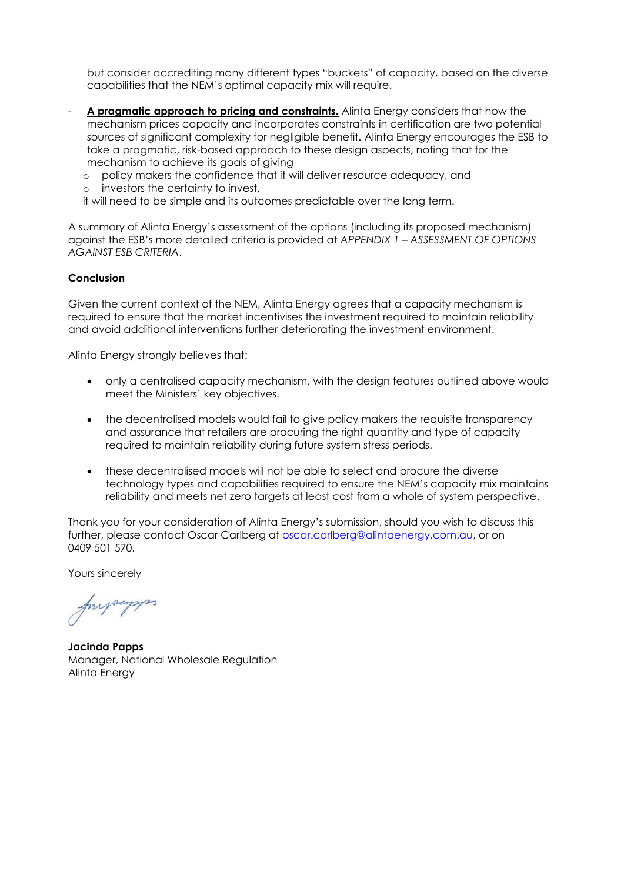but consider accrediting many different types "buckets" of capacity, based on the diverse capabilities that the NEM's optimal capacity mix will require.

- **A pragmatic approach to pricing and constraints.** Alinta Energy considers that how the mechanism prices capacity and incorporates constraints in certification are two potential sources of significant complexity for negligible benefit. Alinta Energy encourages the ESB to take a pragmatic, risk-based approach to these design aspects, noting that for the mechanism to achieve its goals of giving
  - policy makers the confidence that it will deliver resource adequacy, and
  - investors the certainty to invest,

  it will need to be simple and its outcomes predictable over the long term.

A summary of Alinta Energy's assessment of the options (including its proposed mechanism) against the ESB's more detailed criteria is provided at *APPENDIX 1 – ASSESSMENT OF OPTIONS AGAINST ESB CRITERIA*.

**Conclusion**

Given the current context of the NEM, Alinta Energy agrees that a capacity mechanism is required to ensure that the market incentivises the investment required to maintain reliability and avoid additional interventions further deteriorating the investment environment.

Alinta Energy strongly believes that:

- only a centralised capacity mechanism, with the design features outlined above would meet the Ministers' key objectives.

- the decentralised models would fail to give policy makers the requisite transparency and assurance that retailers are procuring the right quantity and type of capacity required to maintain reliability during future system stress periods.

- these decentralised models will not be able to select and procure the diverse technology types and capabilities required to ensure the NEM's capacity mix maintains reliability and meets net zero targets at least cost from a whole of system perspective.

Thank you for your consideration of Alinta Energy's submission, should you wish to discuss this further, please contact Oscar Carlberg at oscar.carlberg@alintaenergy.com.au, or on 0409 501 570.

Yours sincerely

**Jacinda Papps**
Manager, National Wholesale Regulation
Alinta Energy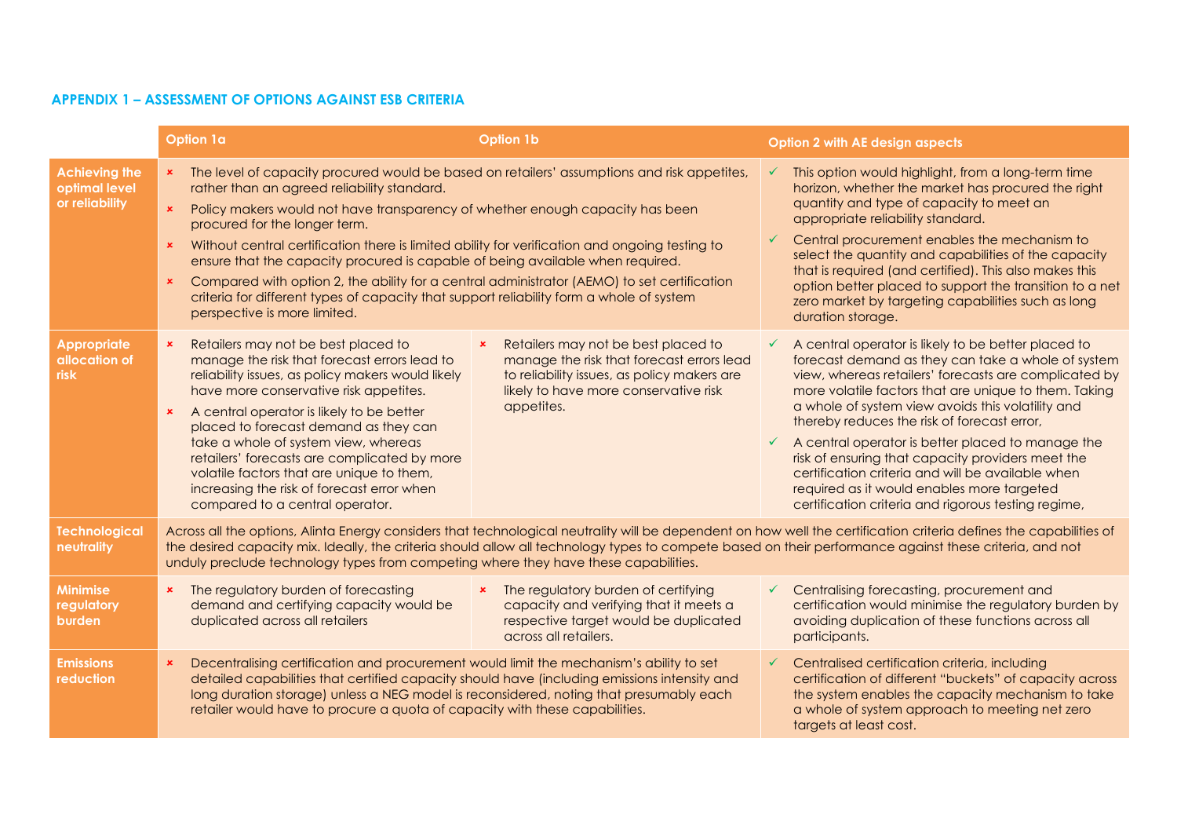### APPENDIX 1 – ASSESSMENT OF OPTIONS AGAINST ESB CRITERIA

| | Option 1a | Option 1b | Option 2 with AE design aspects |
|---|---|---|---|
| **Achieving the optimal level or reliability** | × The level of capacity procured would be based on retailers' assumptions and risk appetites, rather than an agreed reliability standard.<br>× Policy makers would not have transparency of whether enough capacity has been procured for the longer term.<br>× Without central certification there is limited ability for verification and ongoing testing to ensure that the capacity procured is capable of being available when required.<br>× Compared with option 2, the ability for a central administrator (AEMO) to set certification criteria for different types of capacity that support reliability form a whole of system perspective is more limited. | | ✓ This option would highlight, from a long-term time horizon, whether the market has procured the right quantity and type of capacity to meet an appropriate reliability standard.<br>✓ Central procurement enables the mechanism to select the quantity and capabilities of the capacity that is required (and certified). This also makes this option better placed to support the transition to a net zero market by targeting capabilities such as long duration storage. |
| **Appropriate allocation of risk** | × Retailers may not be best placed to manage the risk that forecast errors lead to reliability issues, as policy makers would likely have more conservative risk appetites.<br>× A central operator is likely to be better placed to forecast demand as they can take a whole of system view, whereas retailers' forecasts are complicated by more volatile factors that are unique to them, increasing the risk of forecast error when compared to a central operator. | × Retailers may not be best placed to manage the risk that forecast errors lead to reliability issues, as policy makers are likely to have more conservative risk appetites. | ✓ A central operator is likely to be better placed to forecast demand as they can take a whole of system view, whereas retailers' forecasts are complicated by more volatile factors that are unique to them. Taking a whole of system view avoids this volatility and thereby reduces the risk of forecast error,<br>✓ A central operator is better placed to manage the risk of ensuring that capacity providers meet the certification criteria and will be available when required as it would enables more targeted certification criteria and rigorous testing regime, |
| **Technological neutrality** | Across all the options, Alinta Energy considers that technological neutrality will be dependent on how well the certification criteria defines the capabilities of the desired capacity mix. Ideally, the criteria should allow all technology types to compete based on their performance against these criteria, and not unduly preclude technology types from competing where they have these capabilities. | | |
| **Minimise regulatory burden** | × The regulatory burden of forecasting demand and certifying capacity would be duplicated across all retailers | × The regulatory burden of certifying capacity and verifying that it meets a respective target would be duplicated across all retailers. | ✓ Centralising forecasting, procurement and certification would minimise the regulatory burden by avoiding duplication of these functions across all participants. |
| **Emissions reduction** | × Decentralising certification and procurement would limit the mechanism's ability to set detailed capabilities that certified capacity should have (including emissions intensity and long duration storage) unless a NEG model is reconsidered, noting that presumably each retailer would have to procure a quota of capacity with these capabilities. | | ✓ Centralised certification criteria, including certification of different "buckets" of capacity across the system enables the capacity mechanism to take a whole of system approach to meeting net zero targets at least cost. |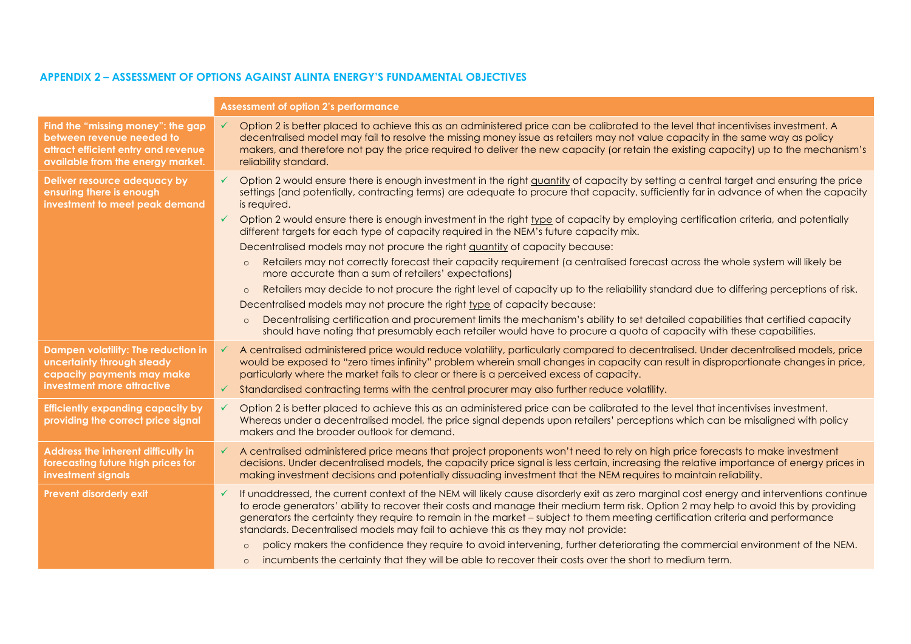## APPENDIX 2 – ASSESSMENT OF OPTIONS AGAINST ALINTA ENERGY'S FUNDAMENTAL OBJECTIVES

| | Assessment of option 2's performance |
|---|---|
| **Find the "missing money": the gap between revenue needed to attract efficient entry and revenue available from the energy market.** | ✓ Option 2 is better placed to achieve this as an administered price can be calibrated to the level that incentivises investment. A decentralised model may fail to resolve the missing money issue as retailers may not value capacity in the same way as policy makers, and therefore not pay the price required to deliver the new capacity (or retain the existing capacity) up to the mechanism's reliability standard. |
| **Deliver resource adequacy by ensuring there is enough investment to meet peak demand** | ✓ Option 2 would ensure there is enough investment in the right quantity of capacity by setting a central target and ensuring the price settings (and potentially, contracting terms) are adequate to procure that capacity, sufficiently far in advance of when the capacity is required.<br>✓ Option 2 would ensure there is enough investment in the right type of capacity by employing certification criteria, and potentially different targets for each type of capacity required in the NEM's future capacity mix.<br>Decentralised models may not procure the right quantity of capacity because:<br>o Retailers may not correctly forecast their capacity requirement (a centralised forecast across the whole system will likely be more accurate than a sum of retailers' expectations)<br>o Retailers may decide to not procure the right level of capacity up to the reliability standard due to differing perceptions of risk.<br>Decentralised models may not procure the right type of capacity because:<br>o Decentralising certification and procurement limits the mechanism's ability to set detailed capabilities that certified capacity should have noting that presumably each retailer would have to procure a quota of capacity with these capabilities. |
| **Dampen volatility: The reduction in uncertainty through steady capacity payments may make investment more attractive** | ✓ A centralised administered price would reduce volatility, particularly compared to decentralised. Under decentralised models, price would be exposed to "zero times infinity" problem wherein small changes in capacity can result in disproportionate changes in price, particularly where the market fails to clear or there is a perceived excess of capacity.<br>✓ Standardised contracting terms with the central procurer may also further reduce volatility. |
| **Efficiently expanding capacity by providing the correct price signal** | ✓ Option 2 is better placed to achieve this as an administered price can be calibrated to the level that incentivises investment. Whereas under a decentralised model, the price signal depends upon retailers' perceptions which can be misaligned with policy makers and the broader outlook for demand. |
| **Address the inherent difficulty in forecasting future high prices for investment signals** | ✓ A centralised administered price means that project proponents won't need to rely on high price forecasts to make investment decisions. Under decentralised models, the capacity price signal is less certain, increasing the relative importance of energy prices in making investment decisions and potentially dissuading investment that the NEM requires to maintain reliability. |
| **Prevent disorderly exit** | ✓ If unaddressed, the current context of the NEM will likely cause disorderly exit as zero marginal cost energy and interventions continue to erode generators' ability to recover their costs and manage their medium term risk. Option 2 may help to avoid this by providing generators the certainty they require to remain in the market – subject to them meeting certification criteria and performance standards. Decentralised models may fail to achieve this as they may not provide:<br>o policy makers the confidence they require to avoid intervening, further deteriorating the commercial environment of the NEM.<br>o incumbents the certainty that they will be able to recover their costs over the short to medium term. |